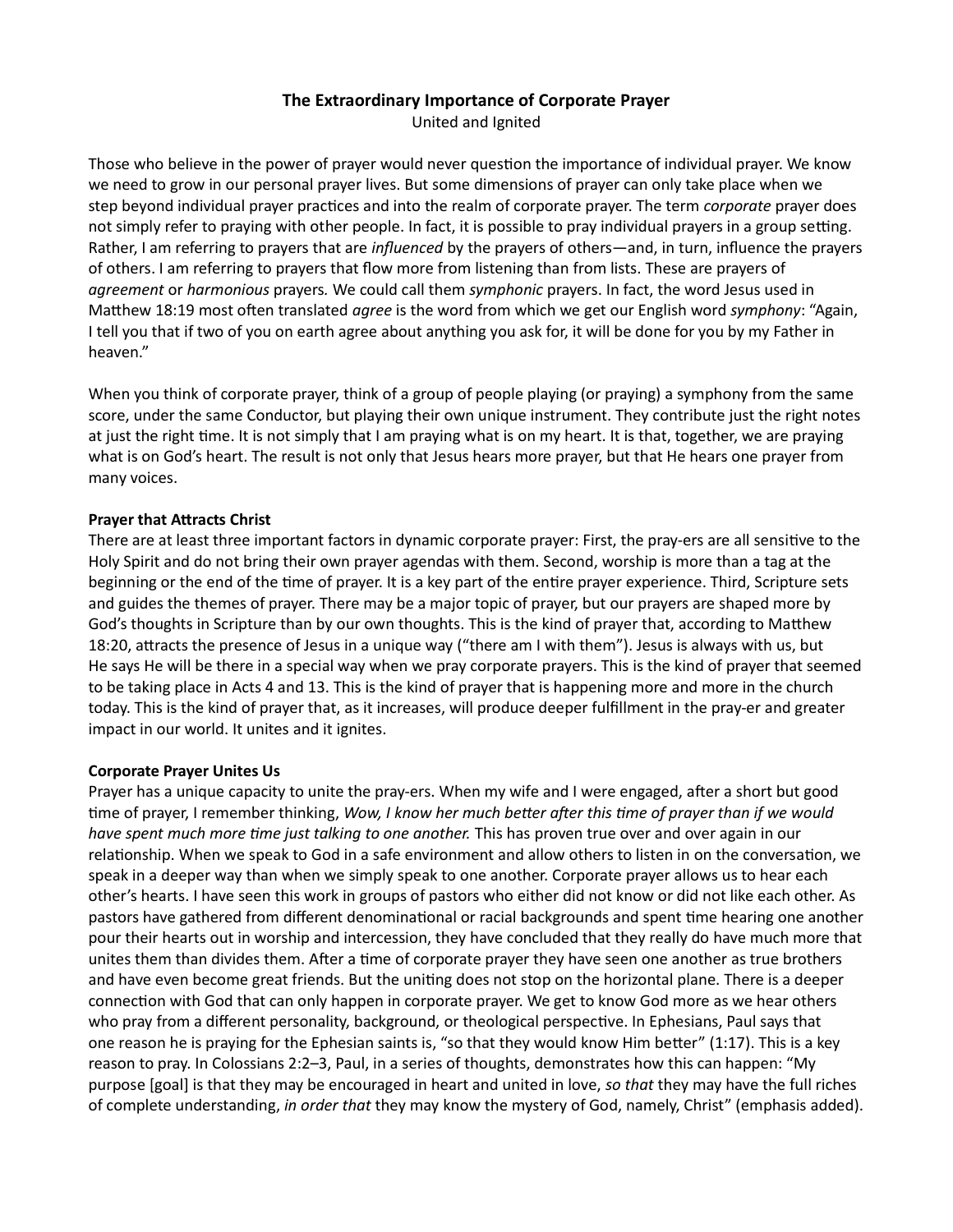# The Extraordinary Importance of Corporate Prayer

United and Ignited

Those who believe in the power of prayer would never question the importance of individual prayer. We know we need to grow in our personal prayer lives. But some dimensions of prayer can only take place when we step beyond individual prayer practices and into the realm of corporate prayer. The term *corporate* prayer does not simply refer to praying with other people. In fact, it is possible to pray individual prayers in a group setting. Rather, I am referring to prayers that are *influenced* by the prayers of others—and, in turn, influence the prayers of others. I am referring to prayers that flow more from listening than from lists. These are prayers of *agreement* or *harmonious* prayers*.* We could call them *symphonic* prayers. In fact, the word Jesus used in Matthew 18:19 most often translated *agree* is the word from which we get our English word *symphony*: "Again, I tell you that if two of you on earth agree about anything you ask for, it will be done for you by my Father in heaven."

When you think of corporate prayer, think of a group of people playing (or praying) a symphony from the same score, under the same Conductor, but playing their own unique instrument. They contribute just the right notes at just the right time. It is not simply that I am praying what is on my heart. It is that, together, we are praying what is on God's heart. The result is not only that Jesus hears more prayer, but that He hears one prayer from many voices.

**Prayer that Attracts Christ**

There are at least three important factors in dynamic corporate prayer: First, the pray-ers are all sensitive to the Holy Spirit and do not bring their own prayer agendas with them. Second, worship is more than a tag at the beginning or the end of the time of prayer. It is a key part of the entire prayer experience. Third, Scripture sets and guides the themes of prayer. There may be a major topic of prayer, but our prayers are shaped more by God's thoughts in Scripture than by our own thoughts. This is the kind of prayer that, according to Matthew 18:20, attracts the presence of Jesus in a unique way ("there am I with them"). Jesus is always with us, but He says He will be there in a special way when we pray corporate prayers. This is the kind of prayer that seemed to be taking place in Acts 4 and 13. This is the kind of prayer that is happening more and more in the church today. This is the kind of prayer that, as it increases, will produce deeper fulfillment in the pray-er and greater impact in our world. It unites and it ignites.

**Corporate Prayer Unites Us**

Prayer has a unique capacity to unite the pray-ers. When my wife and I were engaged, after a short but good time of prayer, I remember thinking, *Wow, I know her much better after this time of prayer than if we would have spent much more time just talking to one another.* This has proven true over and over again in our relationship. When we speak to God in a safe environment and allow others to listen in on the conversation, we speak in a deeper way than when we simply speak to one another. Corporate prayer allows us to hear each other's hearts. I have seen this work in groups of pastors who either did not know or did not like each other. As pastors have gathered from different denominational or racial backgrounds and spent time hearing one another pour their hearts out in worship and intercession, they have concluded that they really do have much more that unites them than divides them. After a time of corporate prayer they have seen one another as true brothers and have even become great friends. But the uniting does not stop on the horizontal plane. There is a deeper connection with God that can only happen in corporate prayer. We get to know God more as we hear others who pray from a different personality, background, or theological perspective. In Ephesians, Paul says that one reason he is praying for the Ephesian saints is, "so that they would know Him better" (1:17). This is a key reason to pray. In Colossians 2:2–3, Paul, in a series of thoughts, demonstrates how this can happen: "My purpose [goal] is that they may be encouraged in heart and united in love, *so that* they may have the full riches of complete understanding, *in order that* they may know the mystery of God, namely, Christ" (emphasis added).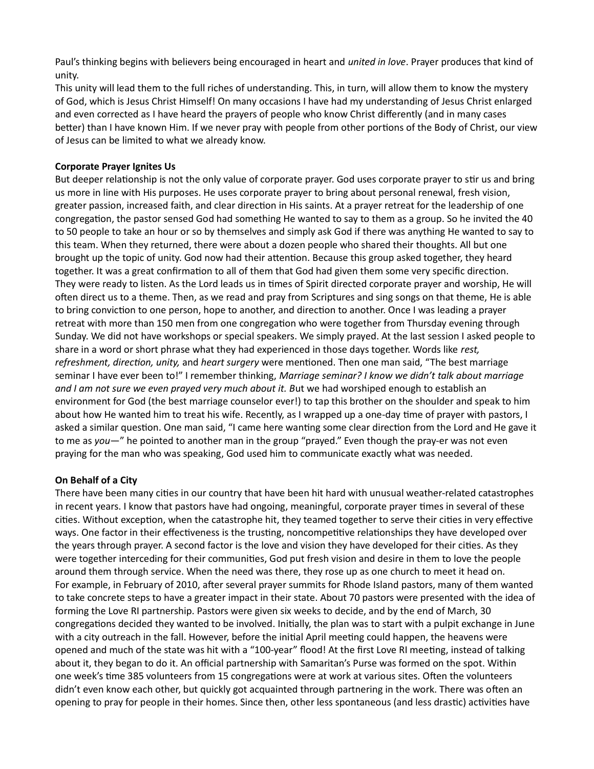Paul's thinking begins with believers being encouraged in heart and *united in love*. Prayer produces that kind of unity.

This unity will lead them to the full riches of understanding. This, in turn, will allow them to know the mystery of God, which is Jesus Christ Himself! On many occasions I have had my understanding of Jesus Christ enlarged and even corrected as I have heard the prayers of people who know Christ differently (and in many cases better) than I have known Him. If we never pray with people from other portions of the Body of Christ, our view of Jesus can be limited to what we already know.

**Corporate Prayer Ignites Us**

But deeper relationship is not the only value of corporate prayer. God uses corporate prayer to stir us and bring us more in line with His purposes. He uses corporate prayer to bring about personal renewal, fresh vision, greater passion, increased faith, and clear direction in His saints. At a prayer retreat for the leadership of one congregation, the pastor sensed God had something He wanted to say to them as a group. So he invited the 40 to 50 people to take an hour or so by themselves and simply ask God if there was anything He wanted to say to this team. When they returned, there were about a dozen people who shared their thoughts. All but one brought up the topic of unity. God now had their attention. Because this group asked together, they heard together. It was a great confirmation to all of them that God had given them some very specific direction. They were ready to listen. As the Lord leads us in times of Spirit directed corporate prayer and worship, He will often direct us to a theme. Then, as we read and pray from Scriptures and sing songs on that theme, He is able to bring conviction to one person, hope to another, and direction to another. Once I was leading a prayer retreat with more than 150 men from one congregation who were together from Thursday evening through Sunday. We did not have workshops or special speakers. We simply prayed. At the last session I asked people to share in a word or short phrase what they had experienced in those days together. Words like *rest, refreshment, direction, unity,* and *heart surgery* were mentioned. Then one man said, "The best marriage seminar I have ever been to!" I remember thinking, *Marriage seminar? I know we didn't talk about marriage and I am not sure we even prayed very much about it.* But we had worshiped enough to establish an environment for God (the best marriage counselor ever!) to tap this brother on the shoulder and speak to him about how He wanted him to treat his wife. Recently, as I wrapped up a one-day time of prayer with pastors, I asked a similar question. One man said, "I came here wanting some clear direction from the Lord and He gave it to me as *you*—" he pointed to another man in the group "prayed." Even though the pray-er was not even praying for the man who was speaking, God used him to communicate exactly what was needed.

**On Behalf of a City**

There have been many cities in our country that have been hit hard with unusual weather-related catastrophes in recent years. I know that pastors have had ongoing, meaningful, corporate prayer times in several of these cities. Without exception, when the catastrophe hit, they teamed together to serve their cities in very effective ways. One factor in their effectiveness is the trusting, noncompetitive relationships they have developed over the years through prayer. A second factor is the love and vision they have developed for their cities. As they were together interceding for their communities, God put fresh vision and desire in them to love the people around them through service. When the need was there, they rose up as one church to meet it head on.

For example, in February of 2010, after several prayer summits for Rhode Island pastors, many of them wanted to take concrete steps to have a greater impact in their state. About 70 pastors were presented with the idea of forming the Love RI partnership. Pastors were given six weeks to decide, and by the end of March, 30 congregations decided they wanted to be involved. Initially, the plan was to start with a pulpit exchange in June with a city outreach in the fall. However, before the initial April meeting could happen, the heavens were opened and much of the state was hit with a "100-year" flood! At the first Love RI meeting, instead of talking about it, they began to do it. An official partnership with Samaritan's Purse was formed on the spot. Within one week's time 385 volunteers from 15 congregations were at work at various sites. Often the volunteers didn't even know each other, but quickly got acquainted through partnering in the work. There was often an opening to pray for people in their homes. Since then, other less spontaneous (and less drastic) activities have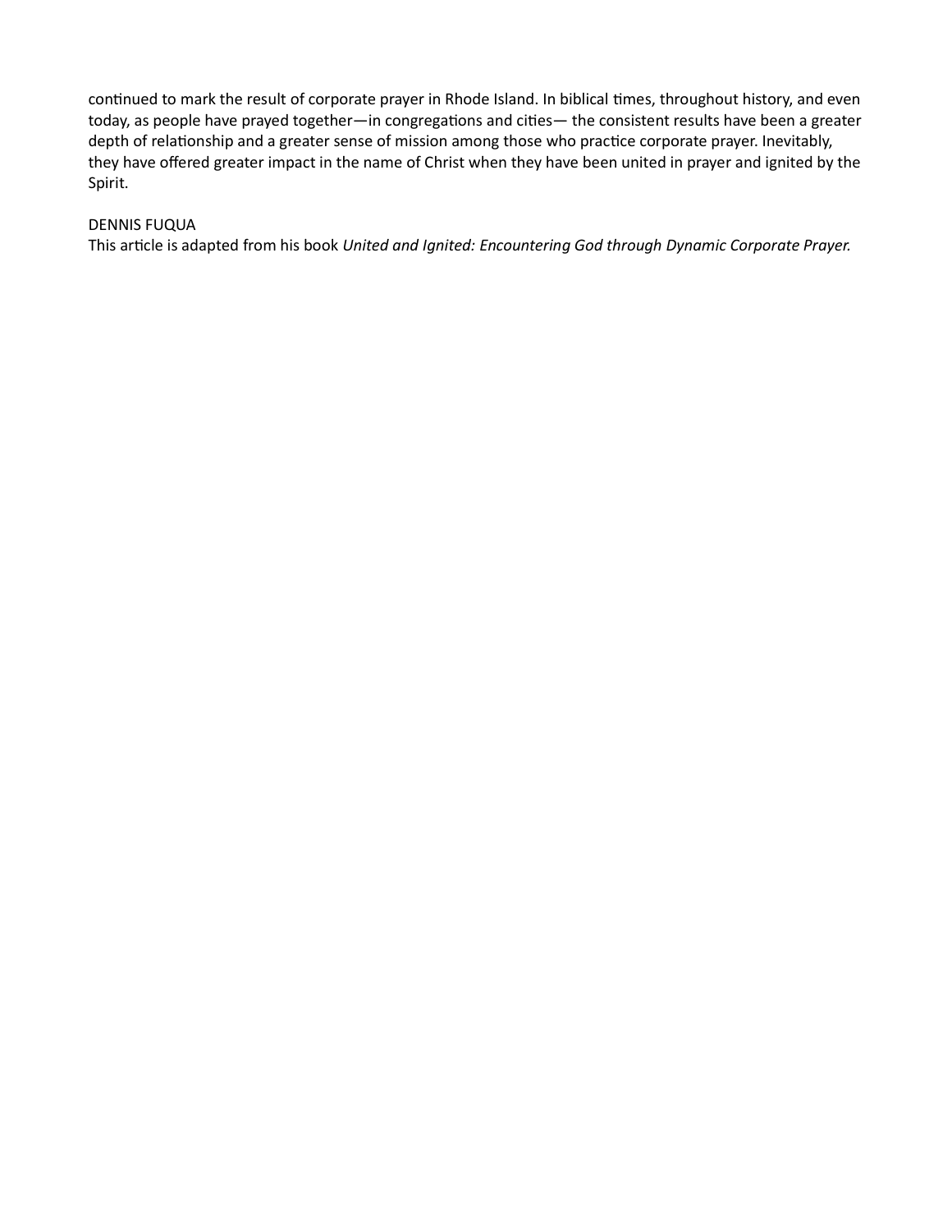continued to mark the result of corporate prayer in Rhode Island. In biblical times, throughout history, and even today, as people have prayed together—in congregations and cities— the consistent results have been a greater depth of relationship and a greater sense of mission among those who practice corporate prayer. Inevitably, they have offered greater impact in the name of Christ when they have been united in prayer and ignited by the Spirit.

DENNIS FUQUA
This article is adapted from his book *United and Ignited: Encountering God through Dynamic Corporate Prayer.*